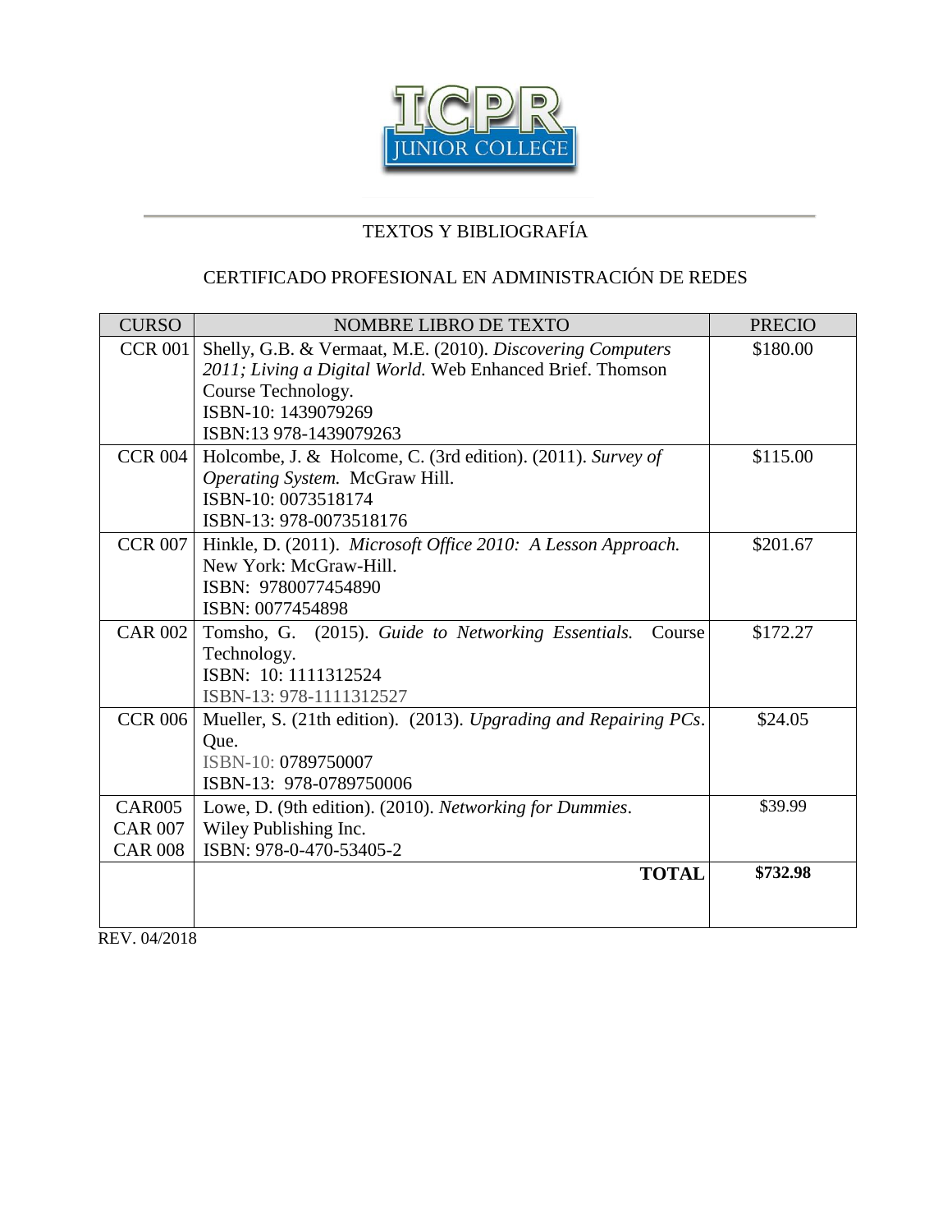ICPR JUNIOR COLLEGE

TEXTOS Y BIBLIOGRAFÍA

CERTIFICADO PROFESIONAL EN ADMINISTRACIÓN DE REDES

| CURSO | NOMBRE LIBRO DE TEXTO | PRECIO |
|---|---|---|
| CCR 001 | Shelly, G.B. & Vermaat, M.E. (2010). *Discovering Computers 2011; Living a Digital World.* Web Enhanced Brief. Thomson Course Technology.<br>ISBN-10: 1439079269<br>ISBN:13 978-1439079263 | $180.00 |
| CCR 004 | Holcombe, J. & Holcome, C. (3rd edition). (2011). *Survey of Operating System.* McGraw Hill.<br>ISBN-10: 0073518174<br>ISBN-13: 978-0073518176 | $115.00 |
| CCR 007 | Hinkle, D. (2011). *Microsoft Office 2010: A Lesson Approach.* New York: McGraw-Hill.<br>ISBN: 9780077454890<br>ISBN: 0077454898 | $201.67 |
| CAR 002 | Tomsho, G. (2015). *Guide to Networking Essentials.* Course Technology.<br>ISBN: 10: 1111312524<br>ISBN-13: 978-1111312527 | $172.27 |
| CCR 006 | Mueller, S. (21th edition). (2013). *Upgrading and Repairing PCs*. Que.<br>ISBN-10: 0789750007<br>ISBN-13: 978-0789750006 | $24.05 |
| CAR005<br>CAR 007<br>CAR 008 | Lowe, D. (9th edition). (2010). *Networking for Dummies*. Wiley Publishing Inc.<br>ISBN: 978-0-470-53405-2 | $39.99 |
| | **TOTAL** | **$732.98** |

REV. 04/2018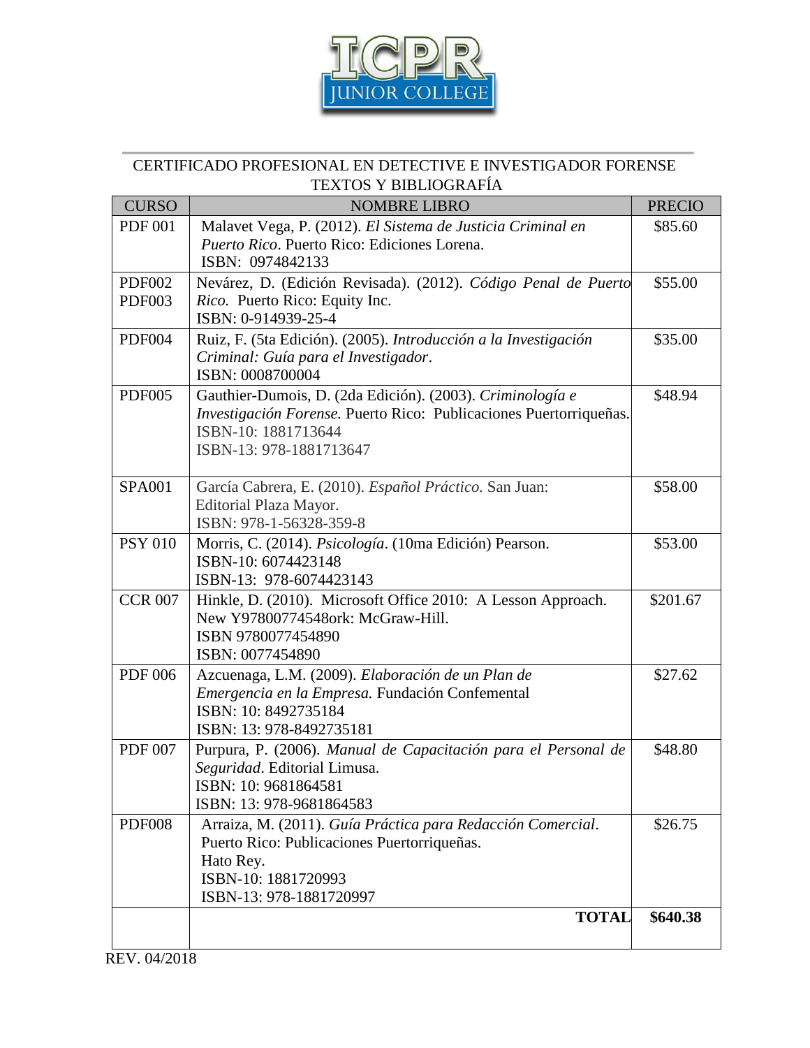# ICPR JUNIOR COLLEGE

## CERTIFICADO PROFESIONAL EN DETECTIVE E INVESTIGADOR FORENSE
## TEXTOS Y BIBLIOGRAFÍA

| CURSO | NOMBRE LIBRO | PRECIO |
|---|---|---|
| PDF 001 | Malavet Vega, P. (2012). *El Sistema de Justicia Criminal en Puerto Rico*. Puerto Rico: Ediciones Lorena. ISBN: 0974842133 | $85.60 |
| PDF002 PDF003 | Nevárez, D. (Edición Revisada). (2012). *Código Penal de Puerto Rico.* Puerto Rico: Equity Inc. ISBN: 0-914939-25-4 | $55.00 |
| PDF004 | Ruiz, F. (5ta Edición). (2005). *Introducción a la Investigación Criminal: Guía para el Investigador*. ISBN: 0008700004 | $35.00 |
| PDF005 | Gauthier-Dumois, D. (2da Edición). (2003). *Criminología e Investigación Forense.* Puerto Rico: Publicaciones Puertorriqueñas. ISBN-10: 1881713644 ISBN-13: 978-1881713647 | $48.94 |
| SPA001 | García Cabrera, E. (2010). *Español Práctico.* San Juan: Editorial Plaza Mayor. ISBN: 978-1-56328-359-8 | $58.00 |
| PSY 010 | Morris, C. (2014). *Psicología*. (10ma Edición) Pearson. ISBN-10: 6074423148 ISBN-13: 978-6074423143 | $53.00 |
| CCR 007 | Hinkle, D. (2010). Microsoft Office 2010: A Lesson Approach. New Y97800774548ork: McGraw-Hill. ISBN 9780077454890 ISBN: 0077454890 | $201.67 |
| PDF 006 | Azcuenaga, L.M. (2009). *Elaboración de un Plan de Emergencia en la Empresa.* Fundación Confemental ISBN: 10: 8492735184 ISBN: 13: 978-8492735181 | $27.62 |
| PDF 007 | Purpura, P. (2006). *Manual de Capacitación para el Personal de Seguridad*. Editorial Limusa. ISBN: 10: 9681864581 ISBN: 13: 978-9681864583 | $48.80 |
| PDF008 | Arraiza, M. (2011). *Guía Práctica para Redacción Comercial*. Puerto Rico: Publicaciones Puertorriqueñas. Hato Rey. ISBN-10: 1881720993 ISBN-13: 978-1881720997 | $26.75 |
| | **TOTAL** | **$640.38** |

REV. 04/2018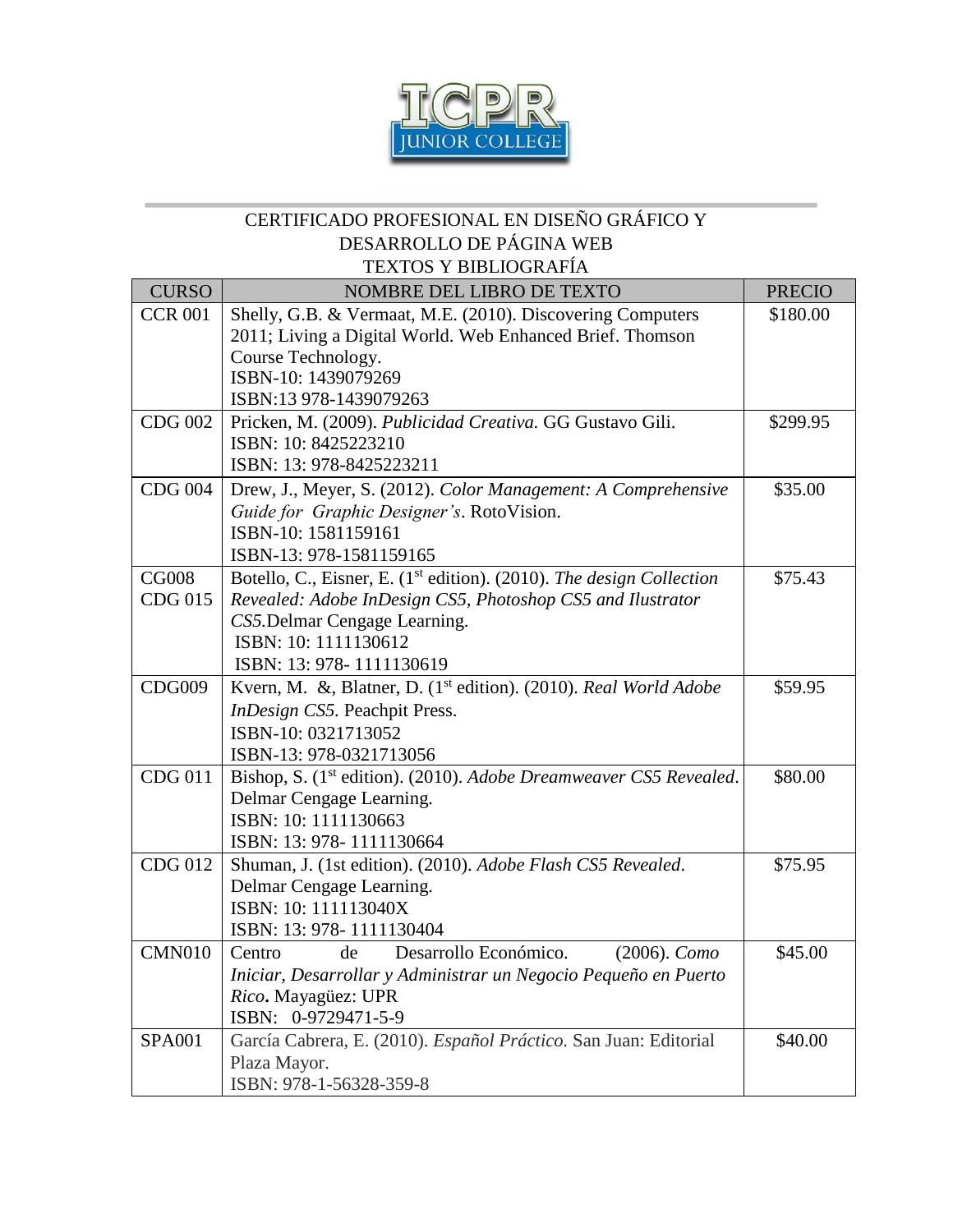ICPR JUNIOR COLLEGE

# CERTIFICADO PROFESIONAL EN DISEÑO GRÁFICO Y DESARROLLO DE PÁGINA WEB
## TEXTOS Y BIBLIOGRAFÍA

| CURSO | NOMBRE DEL LIBRO DE TEXTO | PRECIO |
|---|---|---|
| CCR 001 | Shelly, G.B. & Vermaat, M.E. (2010). Discovering Computers 2011; Living a Digital World. Web Enhanced Brief. Thomson Course Technology.<br>ISBN-10: 1439079269<br>ISBN:13 978-1439079263 | $180.00 |
| CDG 002 | Pricken, M. (2009). *Publicidad Creativa.* GG Gustavo Gili.<br>ISBN: 10: 8425223210<br>ISBN: 13: 978-8425223211 | $299.95 |
| CDG 004 | Drew, J., Meyer, S. (2012). *Color Management: A Comprehensive Guide for Graphic Designer's*. RotoVision.<br>ISBN-10: 1581159161<br>ISBN-13: 978-1581159165 | $35.00 |
| CG008<br>CDG 015 | Botello, C., Eisner, E. (1st edition). (2010). *The design Collection Revealed: Adobe InDesign CS5, Photoshop CS5 and Ilustrator CS5.*Delmar Cengage Learning.<br>ISBN: 10: 1111130612<br>ISBN: 13: 978- 1111130619 | $75.43 |
| CDG009 | Kvern, M. &, Blatner, D. (1st edition). (2010). *Real World Adobe InDesign CS5*. Peachpit Press.<br>ISBN-10: 0321713052<br>ISBN-13: 978-0321713056 | $59.95 |
| CDG 011 | Bishop, S. (1st edition). (2010). *Adobe Dreamweaver CS5 Revealed*. Delmar Cengage Learning.<br>ISBN: 10: 1111130663<br>ISBN: 13: 978- 1111130664 | $80.00 |
| CDG 012 | Shuman, J. (1st edition). (2010). *Adobe Flash CS5 Revealed*. Delmar Cengage Learning.<br>ISBN: 10: 111113040X<br>ISBN: 13: 978- 1111130404 | $75.95 |
| CMN010 | Centro de Desarrollo Económico. (2006). *Como Iniciar, Desarrollar y Administrar un Negocio Pequeño en Puerto Rico***.** Mayagüez: UPR<br>ISBN: 0-9729471-5-9 | $45.00 |
| SPA001 | García Cabrera, E. (2010). *Español Práctico.* San Juan: Editorial Plaza Mayor.<br>ISBN: 978-1-56328-359-8 | $40.00 |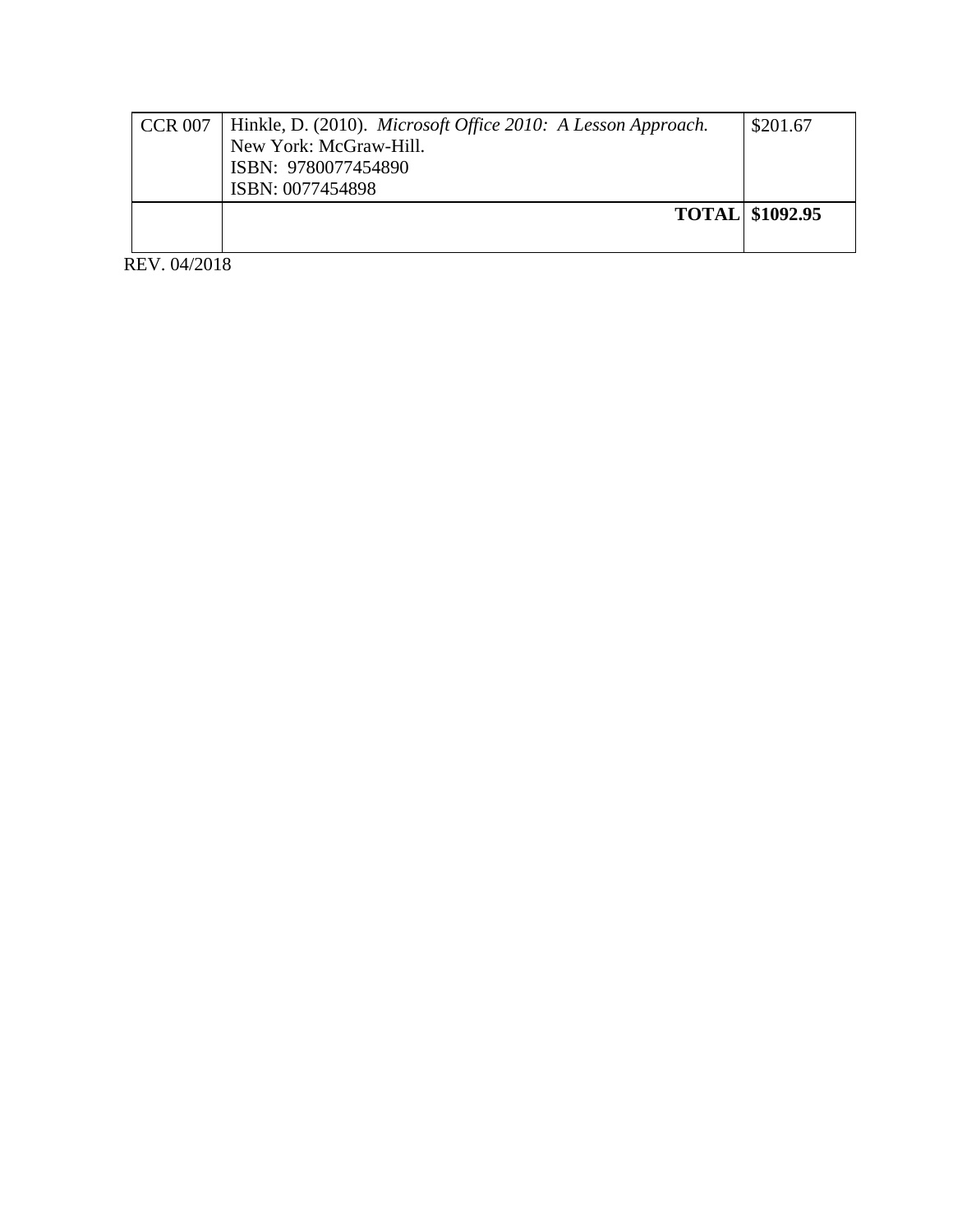| CCR 007 | Hinkle, D. (2010). *Microsoft Office 2010: A Lesson Approach.* New York: McGraw-Hill. ISBN: 9780077454890 ISBN: 0077454898 | $201.67 |
|---|---|---|
| | **TOTAL** | **$1092.95** |

REV. 04/2018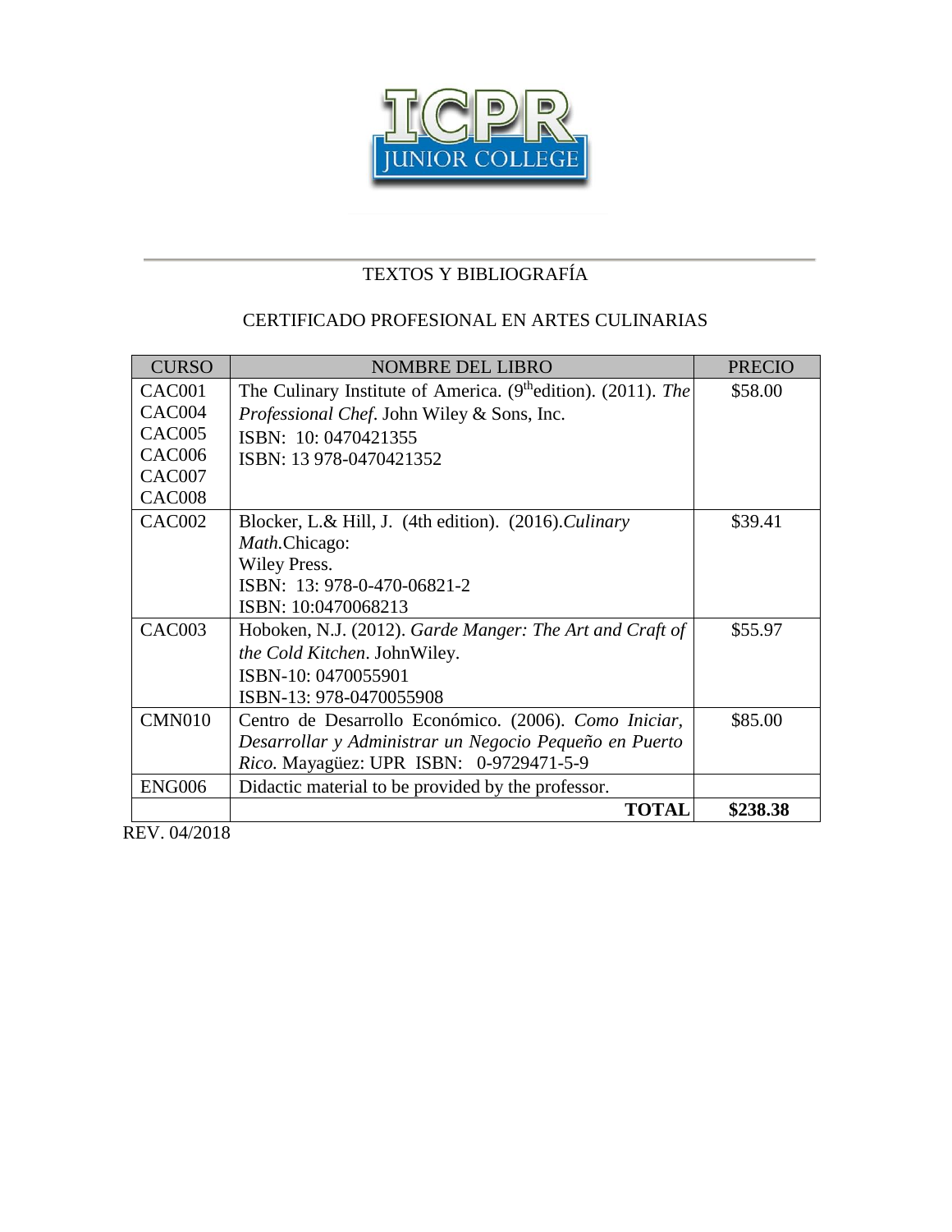# TEXTOS Y BIBLIOGRAFÍA

## CERTIFICADO PROFESIONAL EN ARTES CULINARIAS

| CURSO | NOMBRE DEL LIBRO | PRECIO |
|---|---|---|
| CAC001<br>CAC004<br>CAC005<br>CAC006<br>CAC007<br>CAC008 | The Culinary Institute of America. (9th edition). (2011). *The Professional Chef*. John Wiley & Sons, Inc.<br>ISBN: 10: 0470421355<br>ISBN: 13 978-0470421352 | $58.00 |
| CAC002 | Blocker, L.& Hill, J. (4th edition). (2016).*Culinary Math.*Chicago:<br>Wiley Press.<br>ISBN: 13: 978-0-470-06821-2<br>ISBN: 10:0470068213 | $39.41 |
| CAC003 | Hoboken, N.J. (2012). *Garde Manger: The Art and Craft of the Cold Kitchen*. JohnWiley.<br>ISBN-10: 0470055901<br>ISBN-13: 978-0470055908 | $55.97 |
| CMN010 | Centro de Desarrollo Económico. (2006). *Como Iniciar, Desarrollar y Administrar un Negocio Pequeño en Puerto Rico.* Mayagüez: UPR ISBN: 0-9729471-5-9 | $85.00 |
| ENG006 | Didactic material to be provided by the professor. | |
| | **TOTAL** | **$238.38** |

REV. 04/2018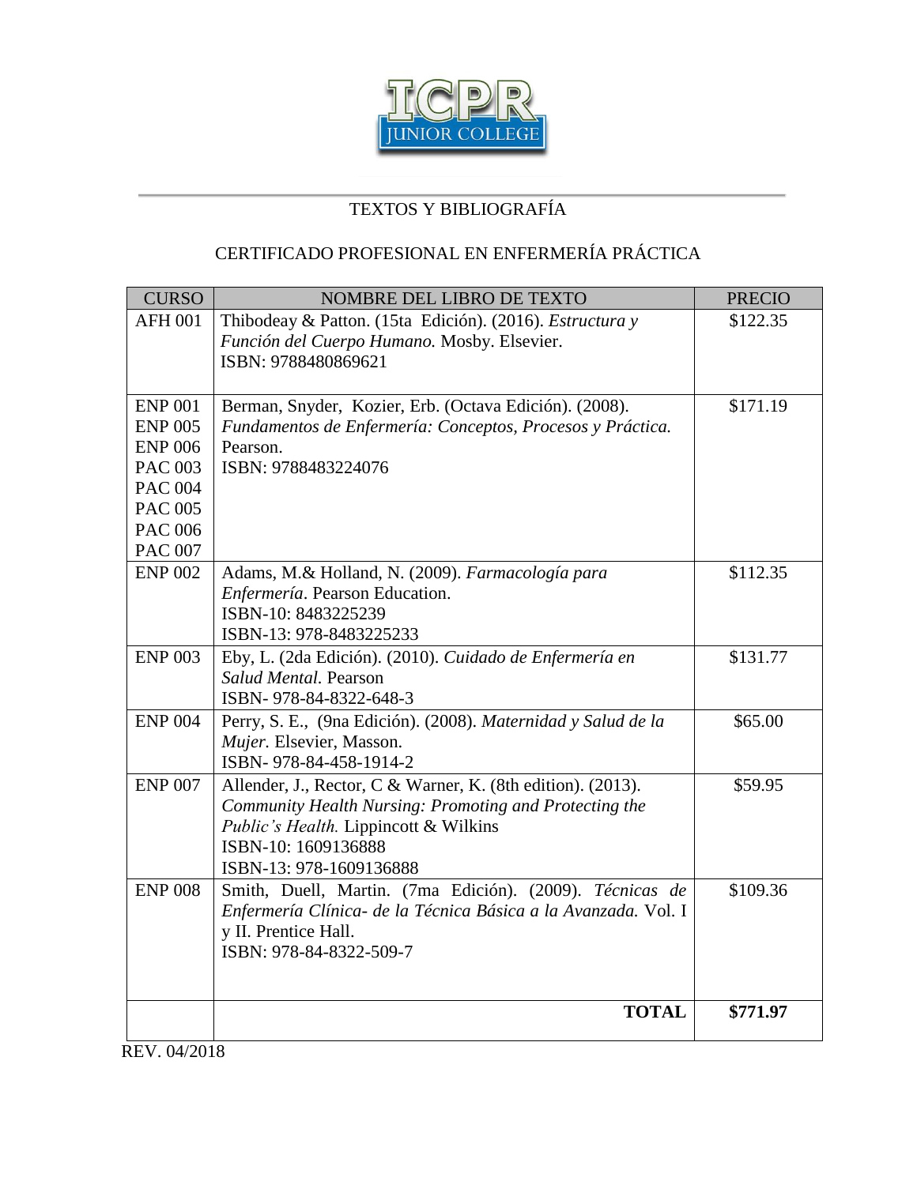# TEXTOS Y BIBLIOGRAFÍA

## CERTIFICADO PROFESIONAL EN ENFERMERÍA PRÁCTICA

| CURSO | NOMBRE DEL LIBRO DE TEXTO | PRECIO |
|---|---|---|
| AFH 001 | Thibodeay & Patton. (15ta Edición). (2016). *Estructura y Función del Cuerpo Humano.* Mosby. Elsevier.<br>ISBN: 9788480869621 | $122.35 |
| ENP 001<br>ENP 005<br>ENP 006<br>PAC 003<br>PAC 004<br>PAC 005<br>PAC 006<br>PAC 007 | Berman, Snyder, Kozier, Erb. (Octava Edición). (2008). *Fundamentos de Enfermería: Conceptos, Procesos y Práctica.* Pearson.<br>ISBN: 9788483224076 | $171.19 |
| ENP 002 | Adams, M.& Holland, N. (2009). *Farmacología para Enfermería*. Pearson Education.<br>ISBN-10: 8483225239<br>ISBN-13: 978-8483225233 | $112.35 |
| ENP 003 | Eby, L. (2da Edición). (2010). *Cuidado de Enfermería en Salud Mental*. Pearson<br>ISBN- 978-84-8322-648-3 | $131.77 |
| ENP 004 | Perry, S. E., (9na Edición). (2008). *Maternidad y Salud de la Mujer.* Elsevier, Masson.<br>ISBN- 978-84-458-1914-2 | $65.00 |
| ENP 007 | Allender, J., Rector, C & Warner, K. (8th edition). (2013). *Community Health Nursing: Promoting and Protecting the Public's Health.* Lippincott & Wilkins<br>ISBN-10: 1609136888<br>ISBN-13: 978-1609136888 | $59.95 |
| ENP 008 | Smith, Duell, Martin. (7ma Edición). (2009). *Técnicas de Enfermería Clínica- de la Técnica Básica a la Avanzada.* Vol. I y II. Prentice Hall.<br>ISBN: 978-84-8322-509-7 | $109.36 |
| | **TOTAL** | **$771.97** |

REV. 04/2018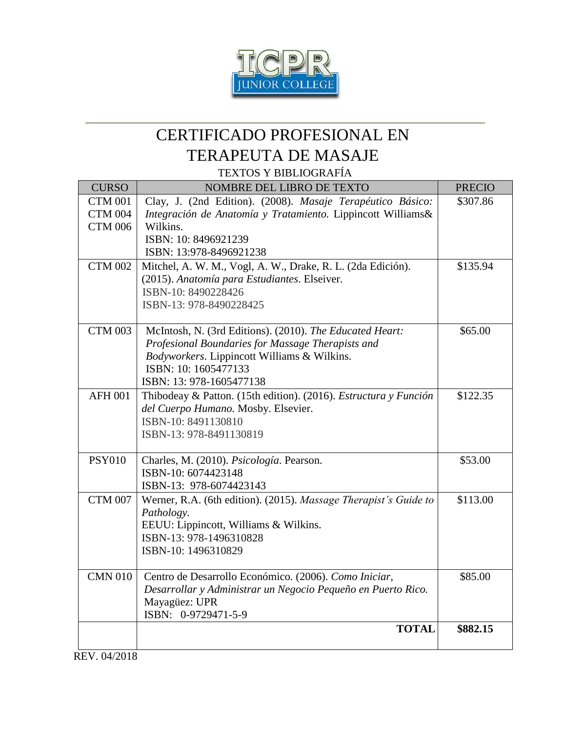# CERTIFICADO PROFESIONAL EN TERAPEUTA DE MASAJE

TEXTOS Y BIBLIOGRAFÍA

| CURSO | NOMBRE DEL LIBRO DE TEXTO | PRECIO |
|---|---|---|
| CTM 001<br>CTM 004<br>CTM 006 | Clay, J. (2nd Edition). (2008). *Masaje Terapéutico Básico: Integración de Anatomía y Tratamiento.* Lippincott Williams& Wilkins.<br>ISBN: 10: 8496921239<br>ISBN: 13:978-8496921238 | $307.86 |
| CTM 002 | Mitchel, A. W. M., Vogl, A. W., Drake, R. L. (2da Edición). (2015). *Anatomía para Estudiantes*. Elseiver.<br>ISBN-10: 8490228426<br>ISBN-13: 978-8490228425 | $135.94 |
| CTM 003 | McIntosh, N. (3rd Editions). (2010). *The Educated Heart: Profesional Boundaries for Massage Therapists and Bodyworkers*. Lippincott Williams & Wilkins.<br>ISBN: 10: 1605477133<br>ISBN: 13: 978-1605477138 | $65.00 |
| AFH 001 | Thibodeay & Patton. (15th edition). (2016). *Estructura y Función del Cuerpo Humano.* Mosby. Elsevier.<br>ISBN-10: 8491130810<br>ISBN-13: 978-8491130819 | $122.35 |
| PSY010 | Charles, M. (2010). *Psicología*. Pearson.<br>ISBN-10: 6074423148<br>ISBN-13: 978-6074423143 | $53.00 |
| CTM 007 | Werner, R.A. (6th edition). (2015). *Massage Therapist's Guide to Pathology.*<br>EEUU: Lippincott, Williams & Wilkins.<br>ISBN-13: 978-1496310828<br>ISBN-10: 1496310829 | $113.00 |
| CMN 010 | Centro de Desarrollo Económico. (2006). *Como Iniciar, Desarrollar y Administrar un Negocio Pequeño en Puerto Rico.* Mayagüez: UPR<br>ISBN: 0-9729471-5-9 | $85.00 |
| | **TOTAL** | **$882.15** |

REV. 04/2018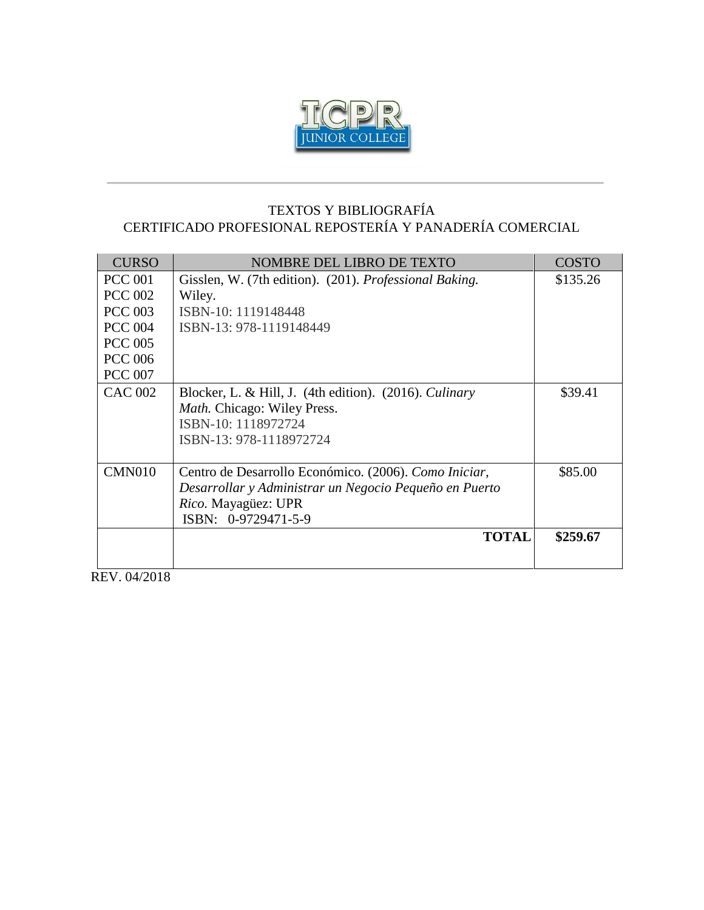ICPR JUNIOR COLLEGE

## TEXTOS Y BIBLIOGRAFÍA
## CERTIFICADO PROFESIONAL REPOSTERÍA Y PANADERÍA COMERCIAL

| CURSO | NOMBRE DEL LIBRO DE TEXTO | COSTO |
|---|---|---|
| PCC 001<br>PCC 002<br>PCC 003<br>PCC 004<br>PCC 005<br>PCC 006<br>PCC 007 | Gisslen, W. (7th edition). (201). *Professional Baking.* Wiley.<br>ISBN-10: 1119148448<br>ISBN-13: 978-1119148449 | $135.26 |
| CAC 002 | Blocker, L. & Hill, J. (4th edition). (2016). *Culinary Math.* Chicago: Wiley Press.<br>ISBN-10: 1118972724<br>ISBN-13: 978-1118972724 | $39.41 |
| CMN010 | Centro de Desarrollo Económico. (2006). *Como Iniciar, Desarrollar y Administrar un Negocio Pequeño en Puerto Rico.* Mayagüez: UPR<br>ISBN: 0-9729471-5-9 | $85.00 |
| | **TOTAL** | **$259.67** |

REV. 04/2018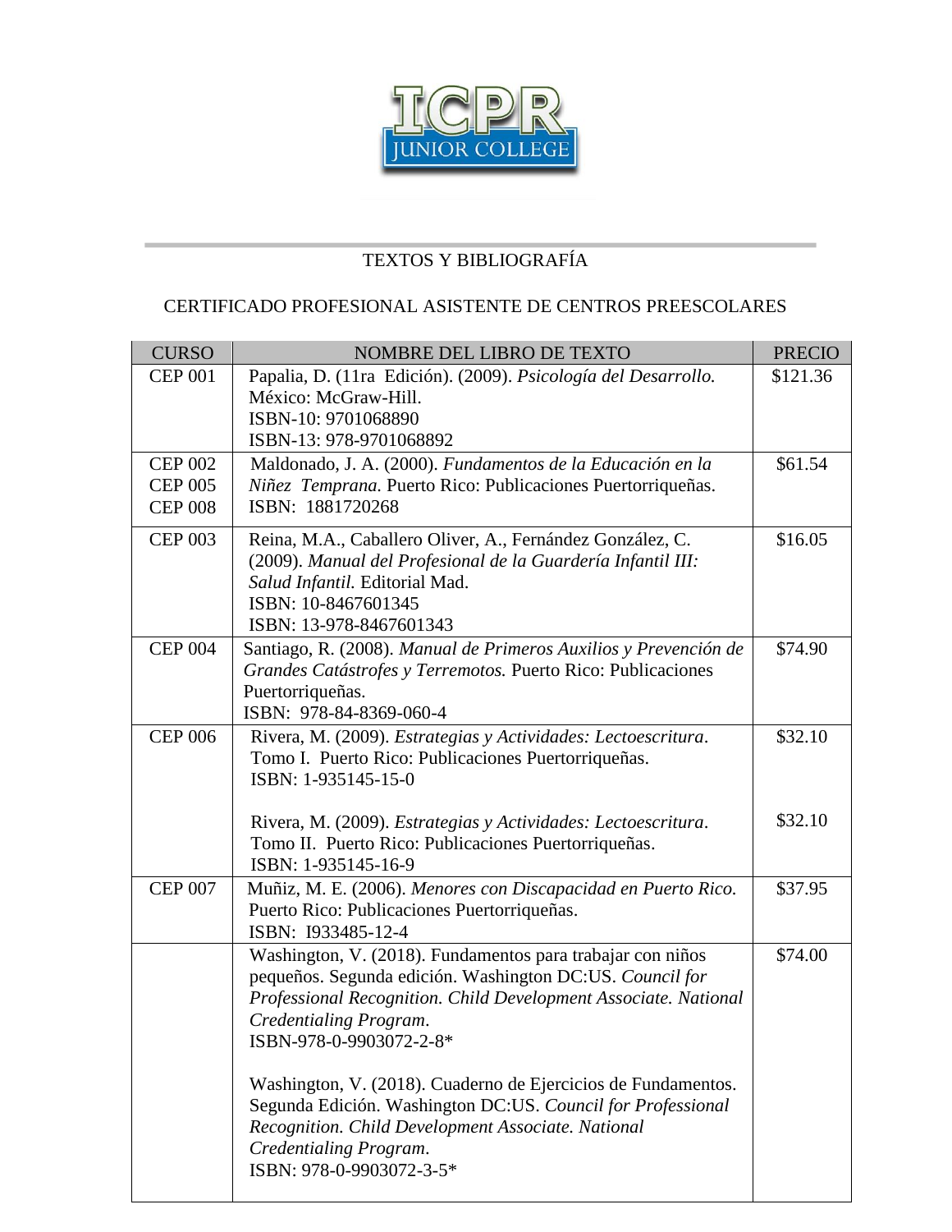TEXTOS Y BIBLIOGRAFÍA

CERTIFICADO PROFESIONAL ASISTENTE DE CENTROS PREESCOLARES

| CURSO | NOMBRE DEL LIBRO DE TEXTO | PRECIO |
|---|---|---|
| CEP 001 | Papalia, D. (11ra Edición). (2009). *Psicología del Desarrollo.* México: McGraw-Hill.<br>ISBN-10: 9701068890<br>ISBN-13: 978-9701068892 | $121.36 |
| CEP 002<br>CEP 005<br>CEP 008 | Maldonado, J. A. (2000). *Fundamentos de la Educación en la Niñez Temprana.* Puerto Rico: Publicaciones Puertorriqueñas.<br>ISBN: 1881720268 | $61.54 |
| CEP 003 | Reina, M.A., Caballero Oliver, A., Fernández González, C. (2009). *Manual del Profesional de la Guardería Infantil III: Salud Infantil.* Editorial Mad.<br>ISBN: 10-8467601345<br>ISBN: 13-978-8467601343 | $16.05 |
| CEP 004 | Santiago, R. (2008). *Manual de Primeros Auxilios y Prevención de Grandes Catástrofes y Terremotos.* Puerto Rico: Publicaciones Puertorriqueñas.<br>ISBN: 978-84-8369-060-4 | $74.90 |
| CEP 006 | Rivera, M. (2009). *Estrategias y Actividades: Lectoescritura*. Tomo I. Puerto Rico: Publicaciones Puertorriqueñas.<br>ISBN: 1-935145-15-0<br><br>Rivera, M. (2009). *Estrategias y Actividades: Lectoescritura*. Tomo II. Puerto Rico: Publicaciones Puertorriqueñas.<br>ISBN: 1-935145-16-9 | $32.10<br><br><br><br>$32.10 |
| CEP 007 | Muñiz, M. E. (2006). *Menores con Discapacidad en Puerto Rico.* Puerto Rico: Publicaciones Puertorriqueñas.<br>ISBN: I933485-12-4 | $37.95 |
| | Washington, V. (2018). Fundamentos para trabajar con niños pequeños. Segunda edición. Washington DC:US. *Council for Professional Recognition. Child Development Associate. National Credentialing Program*.<br>ISBN-978-0-9903072-2-8*<br><br>Washington, V. (2018). Cuaderno de Ejercicios de Fundamentos. Segunda Edición. Washington DC:US. *Council for Professional Recognition. Child Development Associate. National Credentialing Program*.<br>ISBN: 978-0-9903072-3-5* | $74.00 |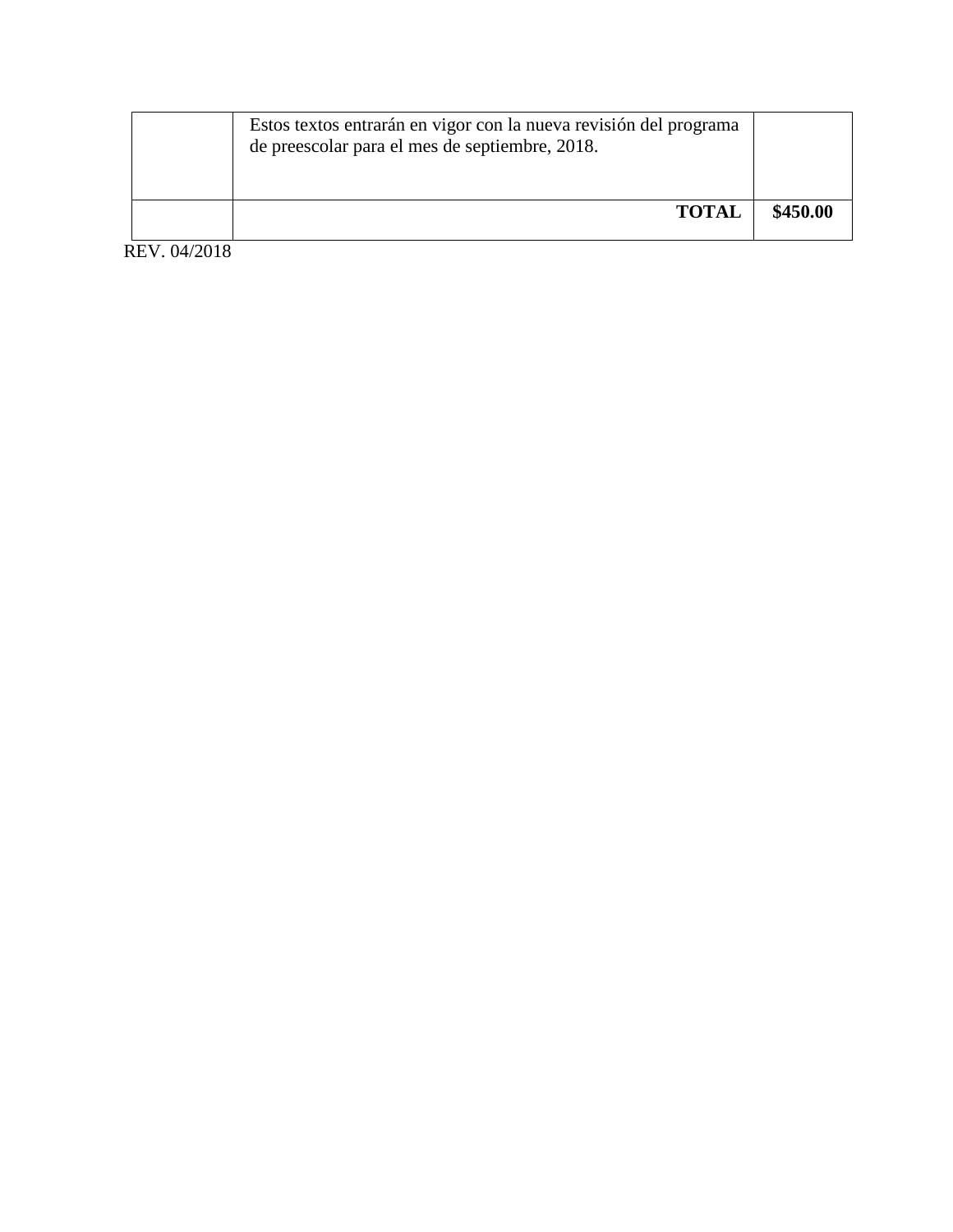| | | |
|---|---|---|
| | Estos textos entrarán en vigor con la nueva revisión del programa de preescolar para el mes de septiembre, 2018. | |
| | **TOTAL** | **$450.00** |

REV. 04/2018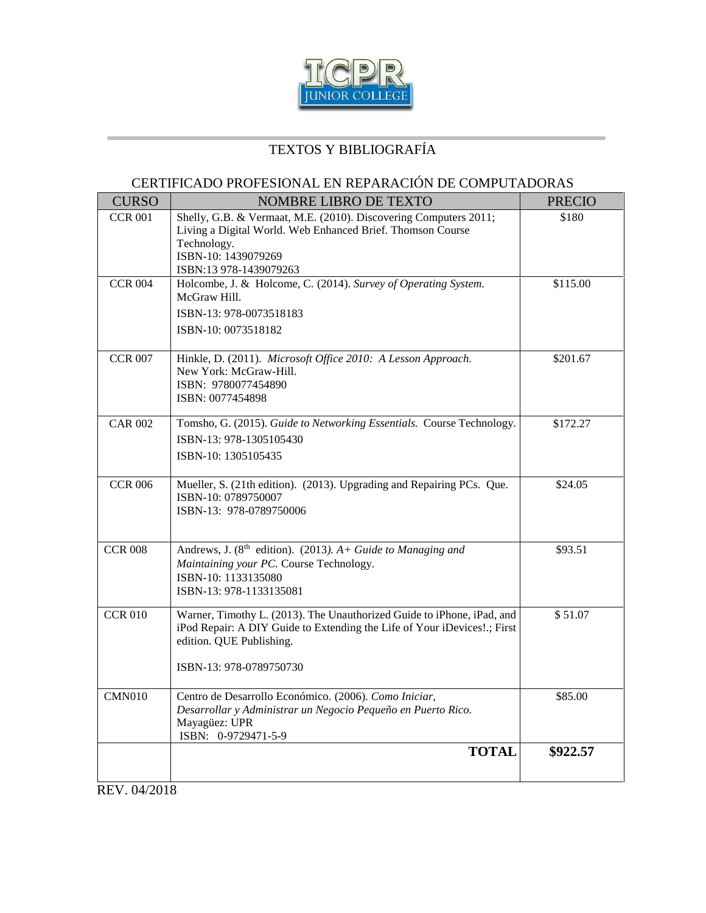ICPR JUNIOR COLLEGE

# TEXTOS Y BIBLIOGRAFÍA

## CERTIFICADO PROFESIONAL EN REPARACIÓN DE COMPUTADORAS

| CURSO | NOMBRE LIBRO DE TEXTO | PRECIO |
|---|---|---|
| CCR 001 | Shelly, G.B. & Vermaat, M.E. (2010). Discovering Computers 2011; Living a Digital World. Web Enhanced Brief. Thomson Course Technology.<br>ISBN-10: 1439079269<br>ISBN:13 978-1439079263 | $180 |
| CCR 004 | Holcombe, J. & Holcome, C. (2014). *Survey of Operating System.* McGraw Hill.<br>ISBN-13: 978-0073518183<br>ISBN-10: 0073518182 | $115.00 |
| CCR 007 | Hinkle, D. (2011). *Microsoft Office 2010: A Lesson Approach.* New York: McGraw-Hill.<br>ISBN: 9780077454890<br>ISBN: 0077454898 | $201.67 |
| CAR 002 | Tomsho, G. (2015). *Guide to Networking Essentials.* Course Technology.<br>ISBN-13: 978-1305105430<br>ISBN-10: 1305105435 | $172.27 |
| CCR 006 | Mueller, S. (21th edition). (2013). Upgrading and Repairing PCs. Que.<br>ISBN-10: 0789750007<br>ISBN-13: 978-0789750006 | $24.05 |
| CCR 008 | Andrews, J. (8th edition). (2013*). A+ Guide to Managing and Maintaining your PC.* Course Technology.<br>ISBN-10: 1133135080<br>ISBN-13: 978-1133135081 | $93.51 |
| CCR 010 | Warner, Timothy L. (2013). The Unauthorized Guide to iPhone, iPad, and iPod Repair: A DIY Guide to Extending the Life of Your iDevices!.; First edition. QUE Publishing.<br>ISBN-13: 978-0789750730 | $ 51.07 |
| CMN010 | Centro de Desarrollo Económico. (2006). *Como Iniciar, Desarrollar y Administrar un Negocio Pequeño en Puerto Rico.* Mayagüez: UPR<br>ISBN: 0-9729471-5-9 | $85.00 |
| | **TOTAL** | **$922.57** |

REV. 04/2018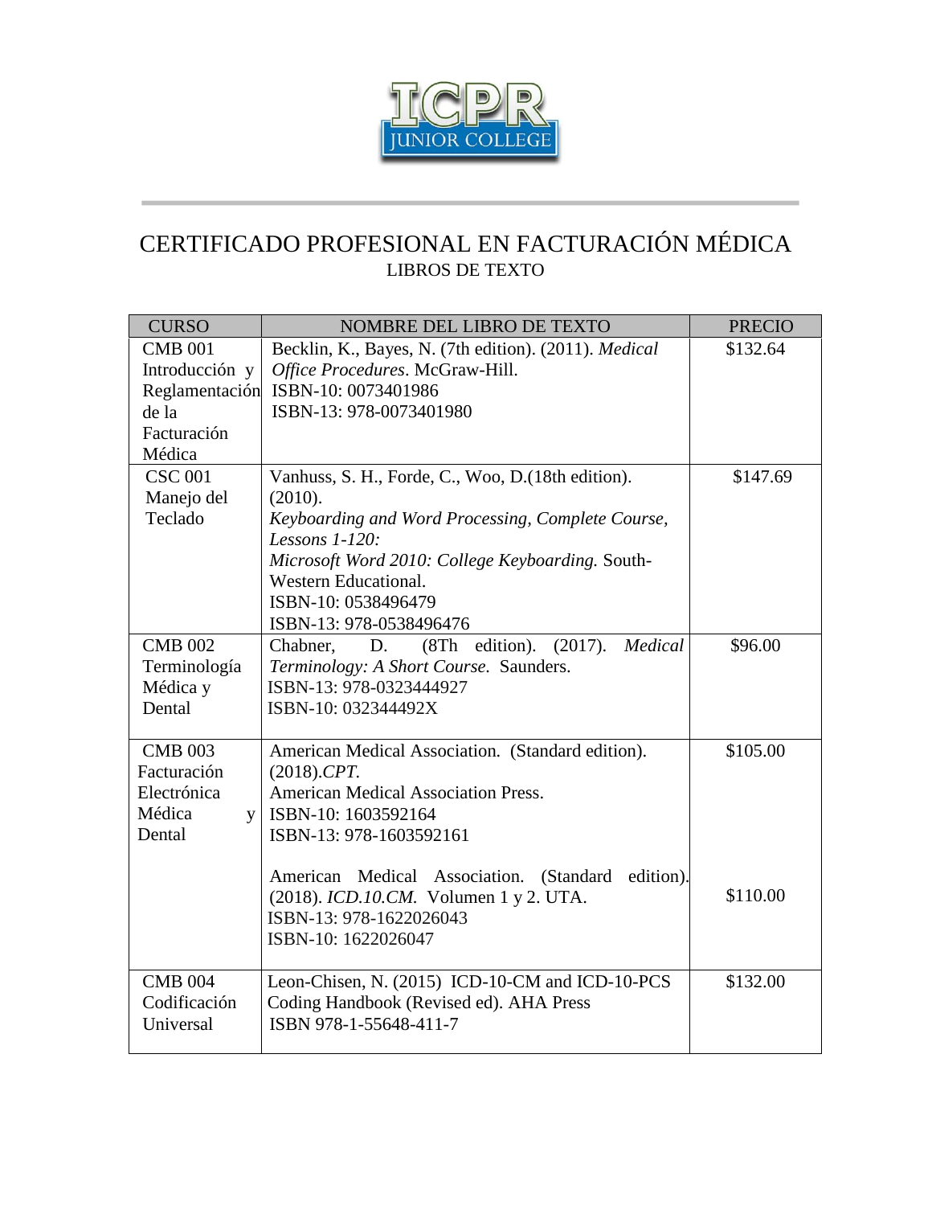# CERTIFICADO PROFESIONAL EN FACTURACIÓN MÉDICA

## LIBROS DE TEXTO

| CURSO | NOMBRE DEL LIBRO DE TEXTO | PRECIO |
|---|---|---|
| CMB 001 Introducción y Reglamentación de la Facturación Médica | Becklin, K., Bayes, N. (7th edition). (2011). *Medical Office Procedures*. McGraw-Hill. ISBN-10: 0073401986 ISBN-13: 978-0073401980 | $132.64 |
| CSC 001 Manejo del Teclado | Vanhuss, S. H., Forde, C., Woo, D.(18th edition). (2010). *Keyboarding and Word Processing, Complete Course, Lessons 1-120: Microsoft Word 2010: College Keyboarding.* South-Western Educational. ISBN-10: 0538496479 ISBN-13: 978-0538496476 | $147.69 |
| CMB 002 Terminología Médica y Dental | Chabner, D. (8Th edition). (2017). *Medical Terminology: A Short Course.* Saunders. ISBN-13: 978-0323444927 ISBN-10: 032344492X | $96.00 |
| CMB 003 Facturación Electrónica Médica y Dental | American Medical Association. (Standard edition). (2018).*CPT.* American Medical Association Press. ISBN-10: 1603592164 ISBN-13: 978-1603592161 | $105.00 |
| | American Medical Association. (Standard edition). (2018). *ICD.10.CM.* Volumen 1 y 2. UTA. ISBN-13: 978-1622026043 ISBN-10: 1622026047 | $110.00 |
| CMB 004 Codificación Universal | Leon-Chisen, N. (2015) ICD-10-CM and ICD-10-PCS Coding Handbook (Revised ed). AHA Press ISBN 978-1-55648-411-7 | $132.00 |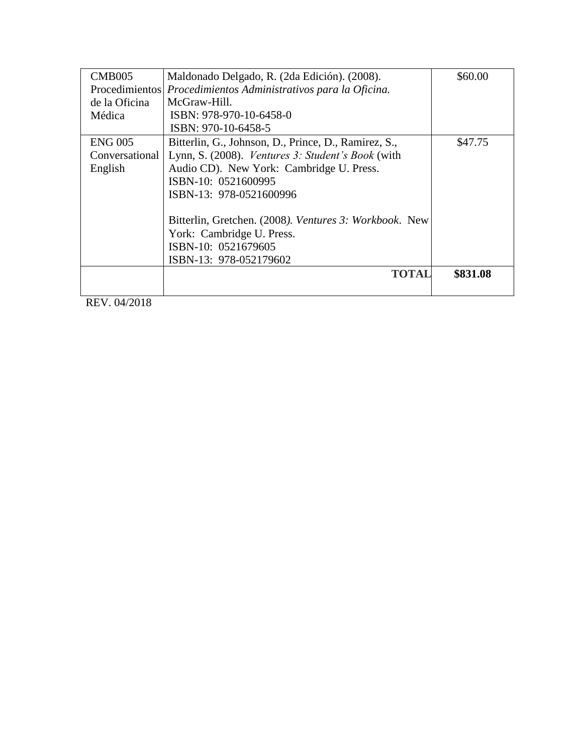| | | |
|---|---|---|
| CMB005 Procedimientos de la Oficina Médica | Maldonado Delgado, R. (2da Edición). (2008). *Procedimientos Administrativos para la Oficina.* McGraw-Hill.<br>ISBN: 978-970-10-6458-0<br>ISBN: 970-10-6458-5 | $60.00 |
| ENG 005 Conversational English | Bitterlin, G., Johnson, D., Prince, D., Ramirez, S., Lynn, S. (2008). *Ventures 3: Student's Book* (with Audio CD). New York: Cambridge U. Press.<br>ISBN-10: 0521600995<br>ISBN-13: 978-0521600996<br><br>Bitterlin, Gretchen. (2008*). Ventures 3: Workbook*. New York: Cambridge U. Press.<br>ISBN-10: 0521679605<br>ISBN-13: 978-052179602 | $47.75 |
| | **TOTAL** | **$831.08** |

REV. 04/2018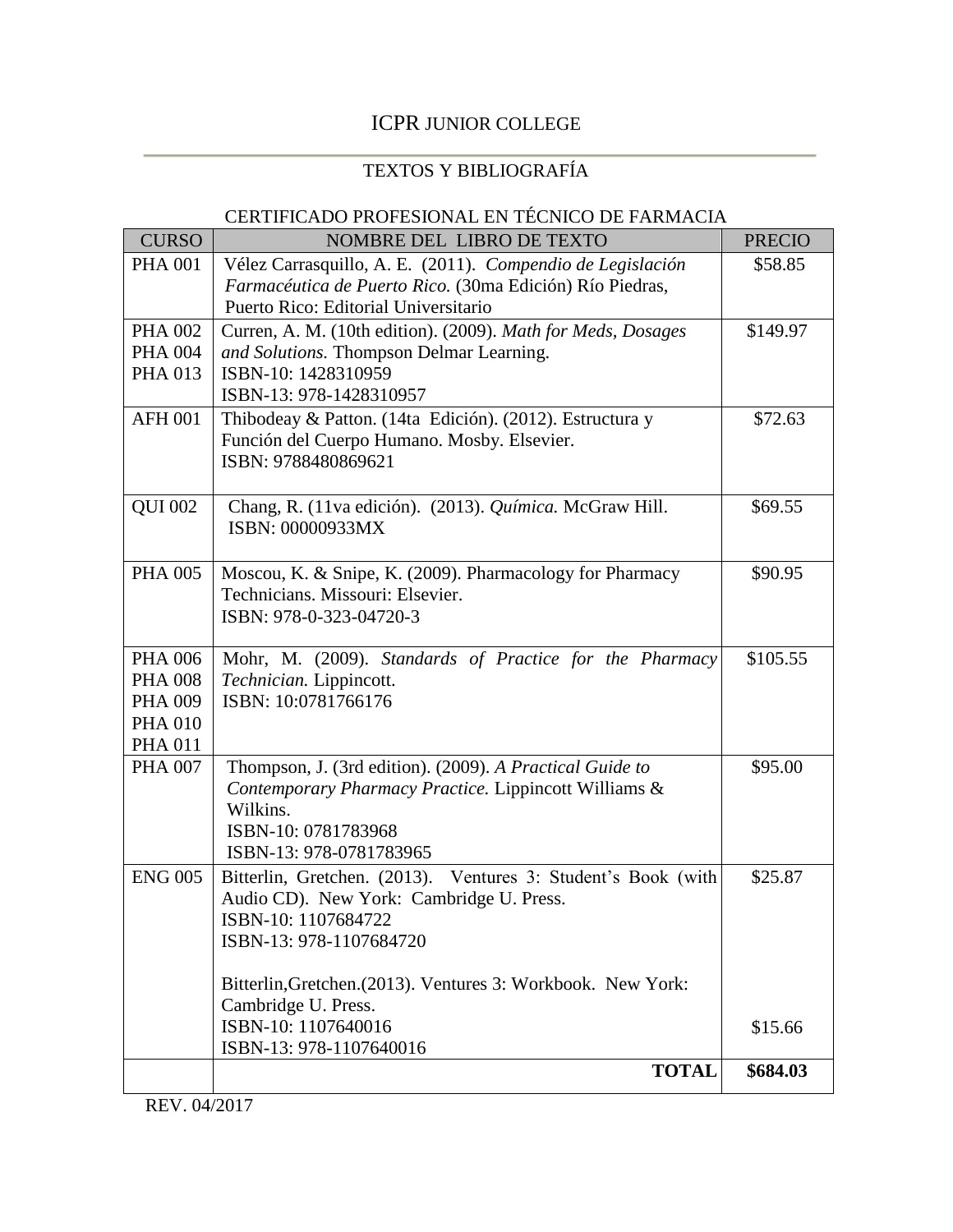# ICPR JUNIOR COLLEGE

## TEXTOS Y BIBLIOGRAFÍA

### CERTIFICADO PROFESIONAL EN TÉCNICO DE FARMACIA

| CURSO | NOMBRE DEL LIBRO DE TEXTO | PRECIO |
|---|---|---|
| PHA 001 | Vélez Carrasquillo, A. E. (2011). *Compendio de Legislación Farmacéutica de Puerto Rico.* (30ma Edición) Río Piedras, Puerto Rico: Editorial Universitario | $58.85 |
| PHA 002<br>PHA 004<br>PHA 013 | Curren, A. M. (10th edition). (2009). *Math for Meds, Dosages and Solutions.* Thompson Delmar Learning.<br>ISBN-10: 1428310959<br>ISBN-13: 978-1428310957 | $149.97 |
| AFH 001 | Thibodeay & Patton. (14ta Edición). (2012). Estructura y Función del Cuerpo Humano. Mosby. Elsevier.<br>ISBN: 9788480869621 | $72.63 |
| QUI 002 | Chang, R. (11va edición). (2013). *Química.* McGraw Hill.<br>ISBN: 00000933MX | $69.55 |
| PHA 005 | Moscou, K. & Snipe, K. (2009). Pharmacology for Pharmacy Technicians. Missouri: Elsevier.<br>ISBN: 978-0-323-04720-3 | $90.95 |
| PHA 006<br>PHA 008<br>PHA 009<br>PHA 010<br>PHA 011 | Mohr, M. (2009). *Standards of Practice for the Pharmacy Technician.* Lippincott.<br>ISBN: 10:0781766176 | $105.55 |
| PHA 007 | Thompson, J. (3rd edition). (2009). *A Practical Guide to Contemporary Pharmacy Practice.* Lippincott Williams & Wilkins.<br>ISBN-10: 0781783968<br>ISBN-13: 978-0781783965 | $95.00 |
| ENG 005 | Bitterlin, Gretchen. (2013). Ventures 3: Student's Book (with Audio CD). New York: Cambridge U. Press.<br>ISBN-10: 1107684722<br>ISBN-13: 978-1107684720<br><br>Bitterlin,Gretchen.(2013). Ventures 3: Workbook. New York: Cambridge U. Press.<br>ISBN-10: 1107640016<br>ISBN-13: 978-1107640016 | $25.87<br><br><br><br><br><br>$15.66 |
| | **TOTAL** | **$684.03** |

REV. 04/2017